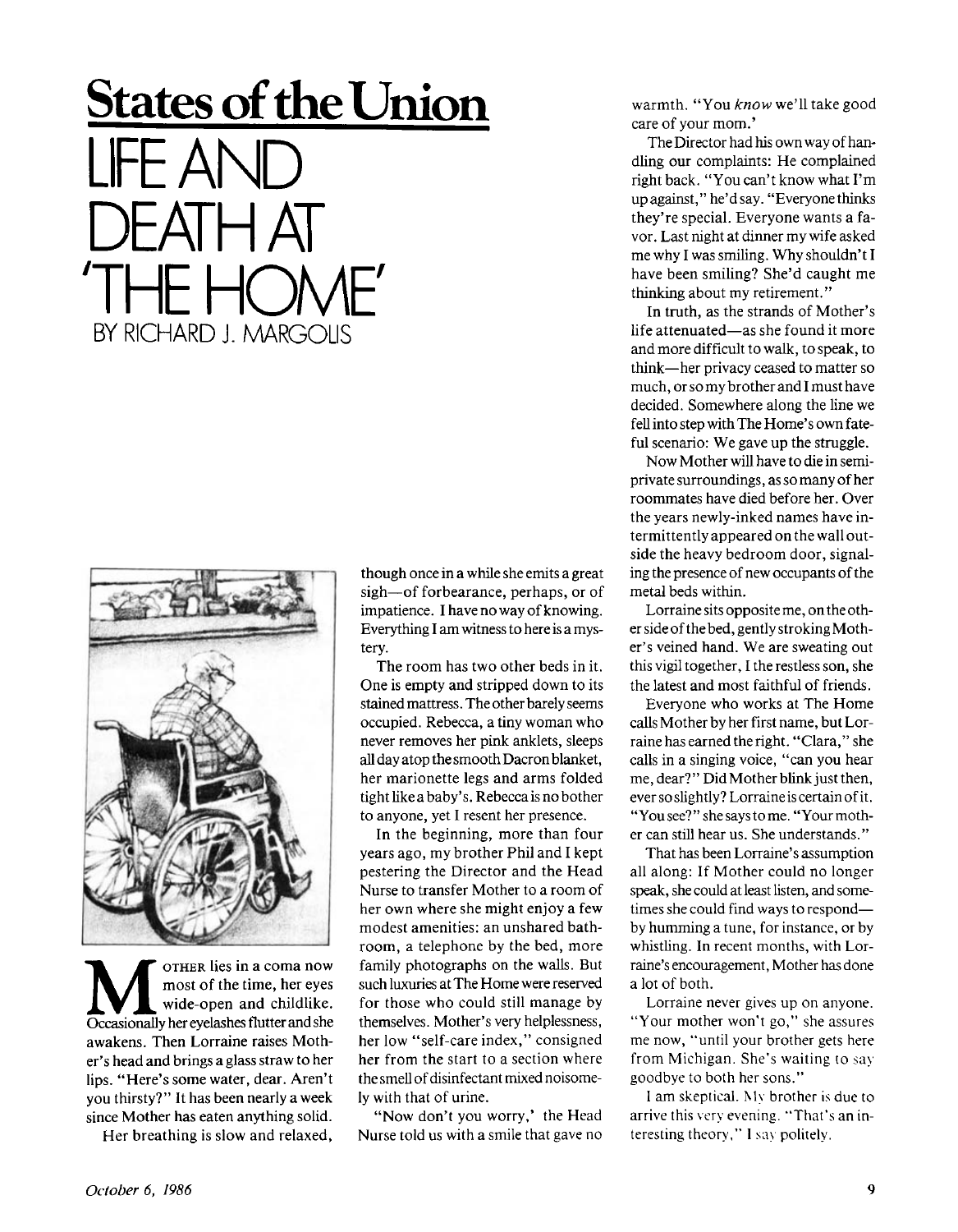# States of the Union

# LIFE AND DEATH AT 'THE HOME'

BY RICHARD J. MARGOLIS

Mother lies in a coma now most of the time, her eyes wide-open and childlike. Occasionally her eyelashes flutter and she awakens. Then Lorraine raises Mother's head and brings a glass straw to her lips. "Here's some water, dear. Aren't you thirsty?" It has been nearly a week since Mother has eaten anything solid.

Her breathing is slow and relaxed, though once in a while she emits a great sigh—of forbearance, perhaps, or of impatience. I have no way of knowing. Everything I am witness to here is a mystery.

The room has two other beds in it. One is empty and stripped down to its stained mattress. The other barely seems occupied. Rebecca, a tiny woman who never removes her pink anklets, sleeps all day atop the smooth Dacron blanket, her marionette legs and arms folded tight like a baby's. Rebecca is no bother to anyone, yet I resent her presence.

In the beginning, more than four years ago, my brother Phil and I kept pestering the Director and the Head Nurse to transfer Mother to a room of her own where she might enjoy a few modest amenities: an unshared bathroom, a telephone by the bed, more family photographs on the walls. But such luxuries at The Home were reserved for those who could still manage by themselves. Mother's very helplessness, her low "self-care index," consigned her from the start to a section where the smell of disinfectant mixed noisomely with that of urine.

"Now don't you worry,' the Head Nurse told us with a smile that gave no warmth. "You *know* we'll take good care of your mom.'

The Director had his own way of handling our complaints: He complained right back. "You can't know what I'm up against," he'd say. "Everyone thinks they're special. Everyone wants a favor. Last night at dinner my wife asked me why I was smiling. Why shouldn't I have been smiling? She'd caught me thinking about my retirement."

In truth, as the strands of Mother's life attenuated—as she found it more and more difficult to walk, to speak, to think—her privacy ceased to matter so much, or so my brother and I must have decided. Somewhere along the line we fell into step with The Home's own fateful scenario: We gave up the struggle.

Now Mother will have to die in semiprivate surroundings, as so many of her roommates have died before her. Over the years newly-inked names have intermittently appeared on the wall outside the heavy bedroom door, signaling the presence of new occupants of the metal beds within.

Lorraine sits opposite me, on the other side of the bed, gently stroking Mother's veined hand. We are sweating out this vigil together, I the restless son, she the latest and most faithful of friends.

Everyone who works at The Home calls Mother by her first name, but Lorraine has earned the right. "Clara," she calls in a singing voice, "can you hear me, dear?" Did Mother blink just then, ever so slightly? Lorraine is certain of it. "You see?" she says to me. "Your mother can still hear us. She understands."

That has been Lorraine's assumption all along: If Mother could no longer speak, she could at least listen, and sometimes she could find ways to respond—by humming a tune, for instance, or by whistling. In recent months, with Lorraine's encouragement, Mother has done a lot of both.

Lorraine never gives up on anyone. "Your mother won't go," she assures me now, "until your brother gets here from Michigan. She's waiting to say goodbye to both her sons."

I am skeptical. My brother is due to arrive this very evening. "That's an interesting theory," I say politely.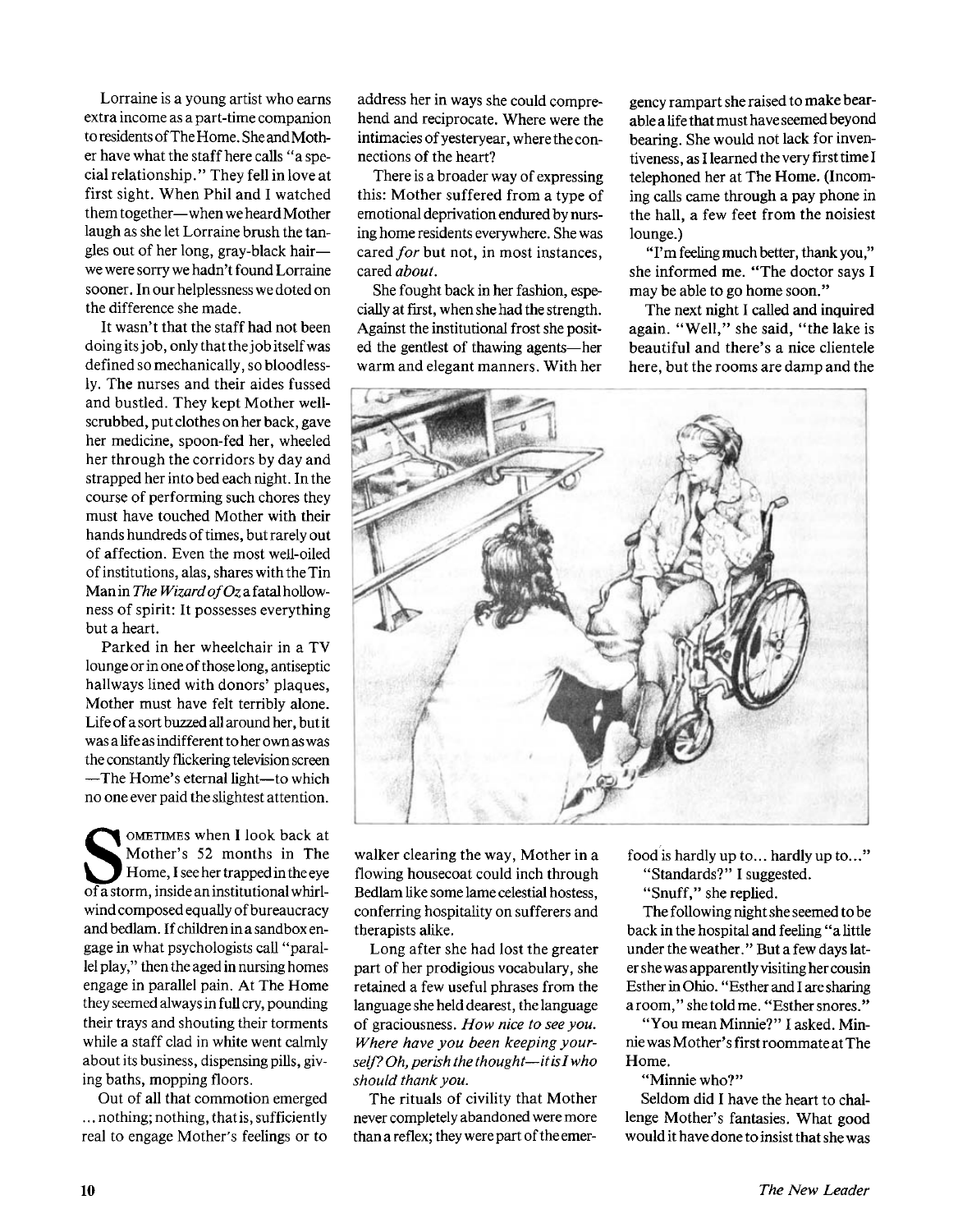Lorraine is a young artist who earns extra income as a part-time companion to residents of The Home. She and Mother have what the staff here calls "a special relationship." They fell in love at first sight. When Phil and I watched them together—when we heard Mother laugh as she let Lorraine brush the tangles out of her long, gray-black hair—we were sorry we hadn't found Lorraine sooner. In our helplessness we doted on the difference she made.

It wasn't that the staff had not been doing its job, only that the job itself was defined so mechanically, so bloodlessly. The nurses and their aides fussed and bustled. They kept Mother well-scrubbed, put clothes on her back, gave her medicine, spoon-fed her, wheeled her through the corridors by day and strapped her into bed each night. In the course of performing such chores they must have touched Mother with their hands hundreds of times, but rarely out of affection. Even the most well-oiled of institutions, alas, shares with the Tin Man in *The Wizard of Oz* a fatal hollowness of spirit: It possesses everything but a heart.

Parked in her wheelchair in a TV lounge or in one of those long, antiseptic hallways lined with donors' plaques, Mother must have felt terribly alone. Life of a sort buzzed all around her, but it was a life as indifferent to her own as was the constantly flickering television screen—The Home's eternal light—to which no one ever paid the slightest attention.

Sometimes when I look back at Mother's 52 months in The Home, I see her trapped in the eye of a storm, inside an institutional whirlwind composed equally of bureaucracy and bedlam. If children in a sandbox engage in what psychologists call "parallel play," then the aged in nursing homes engage in parallel pain. At The Home they seemed always in full cry, pounding their trays and shouting their torments while a staff clad in white went calmly about its business, dispensing pills, giving baths, mopping floors.

Out of all that commotion emerged ... nothing; nothing, that is, sufficiently real to engage Mother's feelings or to address her in ways she could comprehend and reciprocate. Where were the intimacies of yesteryear, where the connections of the heart?

There is a broader way of expressing this: Mother suffered from a type of emotional deprivation endured by nursing home residents everywhere. She was cared *for* but not, in most instances, cared *about*.

She fought back in her fashion, especially at first, when she had the strength. Against the institutional frost she posited the gentlest of thawing agents—her warm and elegant manners. With her walker clearing the way, Mother in a flowing housecoat could inch through Bedlam like some lame celestial hostess, conferring hospitality on sufferers and therapists alike.

Long after she had lost the greater part of her prodigious vocabulary, she retained a few useful phrases from the language she held dearest, the language of graciousness. *How nice to see you. Where have you been keeping yourself? Oh, perish the thought—it is I who should thank you.*

The rituals of civility that Mother never completely abandoned were more than a reflex; they were part of the emergency rampart she raised to make bearable a life that must have seemed beyond bearing. She would not lack for inventiveness, as I learned the very first time I telephoned her at The Home. (Incoming calls came through a pay phone in the hall, a few feet from the noisiest lounge.)

"I'm feeling much better, thank you," she informed me. "The doctor says I may be able to go home soon."

The next night I called and inquired again. "Well," she said, "the lake is beautiful and there's a nice clientele here, but the rooms are damp and the food is hardly up to... hardly up to..."

"Standards?" I suggested.

"Snuff," she replied.

The following night she seemed to be back in the hospital and feeling "a little under the weather." But a few days later she was apparently visiting her cousin Esther in Ohio. "Esther and I are sharing a room," she told me. "Esther snores."

"You mean Minnie?" I asked. Minnie was Mother's first roommate at The Home.

"Minnie who?"

Seldom did I have the heart to challenge Mother's fantasies. What good would it have done to insist that she was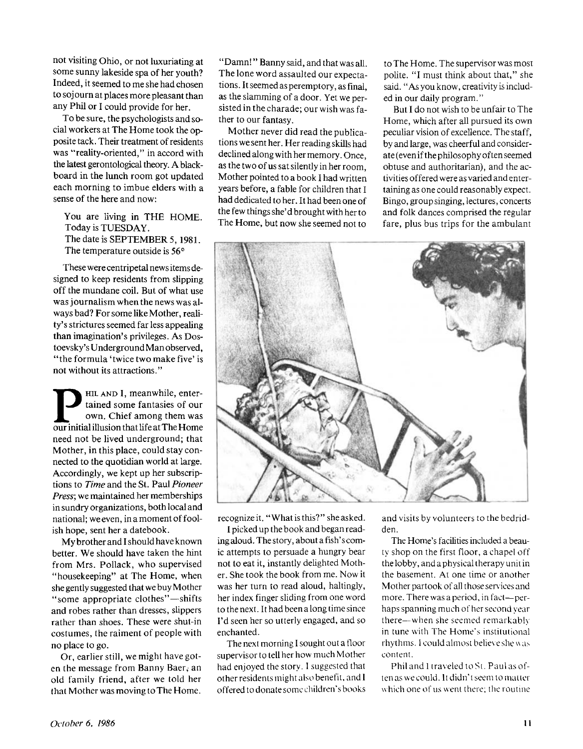not visiting Ohio, or not luxuriating at some sunny lakeside spa of her youth? Indeed, it seemed to me she had chosen to sojourn at places more pleasant than any Phil or I could provide for her.

To be sure, the psychologists and social workers at The Home took the opposite tack. Their treatment of residents was "reality-oriented," in accord with the latest gerontological theory. A blackboard in the lunch room got updated each morning to imbue elders with a sense of the here and now:

> You are living in THE HOME.
> Today is TUESDAY.
> The date is SEPTEMBER 5, 1981.
> The temperature outside is 56°

These were centripetal news items designed to keep residents from slipping off the mundane coil. But of what use was journalism when the news was always bad? For some like Mother, reality's strictures seemed far less appealing than imagination's privileges. As Dostoevsky's Underground Man observed, "the formula 'twice two make five' is not without its attractions."

PHIL AND I, meanwhile, entertained some fantasies of our own. Chief among them was our initial illusion that life at The Home need not be lived underground; that Mother, in this place, could stay connected to the quotidian world at large. Accordingly, we kept up her subscriptions to *Time* and the St. Paul *Pioneer Press*; we maintained her memberships in sundry organizations, both local and national; we even, in a moment of foolish hope, sent her a datebook.

My brother and I should have known better. We should have taken the hint from Mrs. Pollack, who supervised "housekeeping" at The Home, when she gently suggested that we buy Mother "some appropriate clothes"—shifts and robes rather than dresses, slippers rather than shoes. These were shut-in costumes, the raiment of people with no place to go.

Or, earlier still, we might have gotten the message from Banny Baer, an old family friend, after we told her that Mother was moving to The Home. "Damn!" Banny said, and that was all. The lone word assaulted our expectations. It seemed as peremptory, as final, as the slamming of a door. Yet we persisted in the charade; our wish was father to our fantasy.

Mother never did read the publications we sent her. Her reading skills had declined along with her memory. Once, as the two of us sat silently in her room, Mother pointed to a book I had written years before, a fable for children that I had dedicated to her. It had been one of the few things she'd brought with her to The Home, but now she seemed not to recognize it. "What is this?" she asked.

I picked up the book and began reading aloud. The story, about a fish's comic attempts to persuade a hungry bear not to eat it, instantly delighted Mother. She took the book from me. Now it was her turn to read aloud, haltingly, her index finger sliding from one word to the next. It had been a long time since I'd seen her so utterly engaged, and so enchanted.

The next morning I sought out a floor supervisor to tell her how much Mother had enjoyed the story. I suggested that other residents might also benefit, and I offered to donate some children's books to The Home. The supervisor was most polite. "I must think about that," she said. "As you know, creativity is included in our daily program."

But I do not wish to be unfair to The Home, which after all pursued its own peculiar vision of excellence. The staff, by and large, was cheerful and considerate (even if the philosophy often seemed obtuse and authoritarian), and the activities offered were as varied and entertaining as one could reasonably expect. Bingo, group singing, lectures, concerts and folk dances comprised the regular fare, plus bus trips for the ambulant and visits by volunteers to the bedridden.

The Home's facilities included a beauty shop on the first floor, a chapel off the lobby, and a physical therapy unit in the basement. At one time or another Mother partook of all those services and more. There was a period, in fact—perhaps spanning much of her second year there—when she seemed remarkably in tune with The Home's institutional rhythms. I could almost believe she was content.

Phil and I traveled to St. Paul as often as we could. It didn't seem to matter which one of us went there; the routine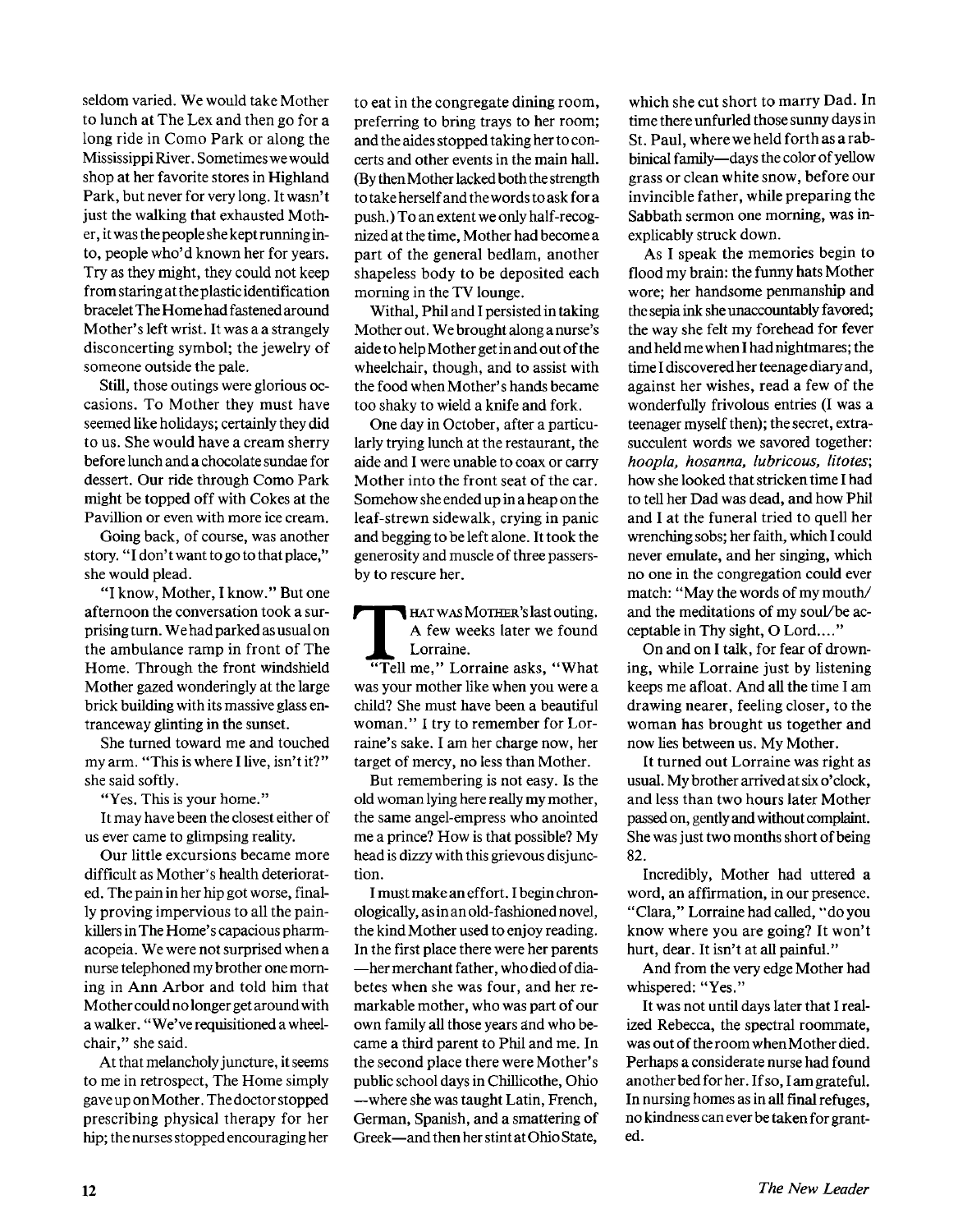seldom varied. We would take Mother to lunch at The Lex and then go for a long ride in Como Park or along the Mississippi River. Sometimes we would shop at her favorite stores in Highland Park, but never for very long. It wasn't just the walking that exhausted Mother, it was the people she kept running into, people who'd known her for years. Try as they might, they could not keep from staring at the plastic identification bracelet The Home had fastened around Mother's left wrist. It was a a strangely disconcerting symbol; the jewelry of someone outside the pale.

Still, those outings were glorious occasions. To Mother they must have seemed like holidays; certainly they did to us. She would have a cream sherry before lunch and a chocolate sundae for dessert. Our ride through Como Park might be topped off with Cokes at the Pavillion or even with more ice cream.

Going back, of course, was another story. "I don't want to go to that place," she would plead.

"I know, Mother, I know." But one afternoon the conversation took a surprising turn. We had parked as usual on the ambulance ramp in front of The Home. Through the front windshield Mother gazed wonderingly at the large brick building with its massive glass entranceway glinting in the sunset.

She turned toward me and touched my arm. "This is where I live, isn't it?" she said softly.

"Yes. This is your home."

It may have been the closest either of us ever came to glimpsing reality.

Our little excursions became more difficult as Mother's health deteriorated. The pain in her hip got worse, finally proving impervious to all the painkillers in The Home's capacious pharmacopeia. We were not surprised when a nurse telephoned my brother one morning in Ann Arbor and told him that Mother could no longer get around with a walker. "We've requisitioned a wheelchair," she said.

At that melancholy juncture, it seems to me in retrospect, The Home simply gave up on Mother. The doctor stopped prescribing physical therapy for her hip; the nurses stopped encouraging her to eat in the congregate dining room, preferring to bring trays to her room; and the aides stopped taking her to concerts and other events in the main hall. (By then Mother lacked both the strength to take herself and the words to ask for a push.) To an extent we only half-recognized at the time, Mother had become a part of the general bedlam, another shapeless body to be deposited each morning in the TV lounge.

Withal, Phil and I persisted in taking Mother out. We brought along a nurse's aide to help Mother get in and out of the wheelchair, though, and to assist with the food when Mother's hands became too shaky to wield a knife and fork.

One day in October, after a particularly trying lunch at the restaurant, the aide and I were unable to coax or carry Mother into the front seat of the car. Somehow she ended up in a heap on the leaf-strewn sidewalk, crying in panic and begging to be left alone. It took the generosity and muscle of three passersby to rescue her.

THAT WAS MOTHER'S last outing. A few weeks later we found Lorraine.

"Tell me," Lorraine asks, "What was your mother like when you were a child? She must have been a beautiful woman." I try to remember for Lorraine's sake. I am her charge now, her target of mercy, no less than Mother.

But remembering is not easy. Is the old woman lying here really my mother, the same angel-empress who anointed me a prince? How is that possible? My head is dizzy with this grievous disjunction.

I must make an effort. I begin chronologically, as in an old-fashioned novel, the kind Mother used to enjoy reading. In the first place there were her parents —her merchant father, who died of diabetes when she was four, and her remarkable mother, who was part of our own family all those years and who became a third parent to Phil and me. In the second place there were Mother's public school days in Chillicothe, Ohio —where she was taught Latin, French, German, Spanish, and a smattering of Greek—and then her stint at Ohio State, which she cut short to marry Dad. In time there unfurled those sunny days in St. Paul, where we held forth as a rabbinical family—days the color of yellow grass or clean white snow, before our invincible father, while preparing the Sabbath sermon one morning, was inexplicably struck down.

As I speak the memories begin to flood my brain: the funny hats Mother wore; her handsome penmanship and the sepia ink she unaccountably favored; the way she felt my forehead for fever and held me when I had nightmares; the time I discovered her teenage diary and, against her wishes, read a few of the wonderfully frivolous entries (I was a teenager myself then); the secret, extra-succulent words we savored together: *hoopla, hosanna, lubricous, litotes*; how she looked that stricken time I had to tell her Dad was dead, and how Phil and I at the funeral tried to quell her wrenching sobs; her faith, which I could never emulate, and her singing, which no one in the congregation could ever match: "May the words of my mouth/ and the meditations of my soul/be acceptable in Thy sight, O Lord...."

On and on I talk, for fear of drowning, while Lorraine just by listening keeps me afloat. And all the time I am drawing nearer, feeling closer, to the woman has brought us together and now lies between us. My Mother.

It turned out Lorraine was right as usual. My brother arrived at six o'clock, and less than two hours later Mother passed on, gently and without complaint. She was just two months short of being 82.

Incredibly, Mother had uttered a word, an affirmation, in our presence. "Clara," Lorraine had called, "do you know where you are going? It won't hurt, dear. It isn't at all painful."

And from the very edge Mother had whispered: "Yes."

It was not until days later that I realized Rebecca, the spectral roommate, was out of the room when Mother died. Perhaps a considerate nurse had found another bed for her. If so, I am grateful. In nursing homes as in all final refuges, no kindness can ever be taken for granted.